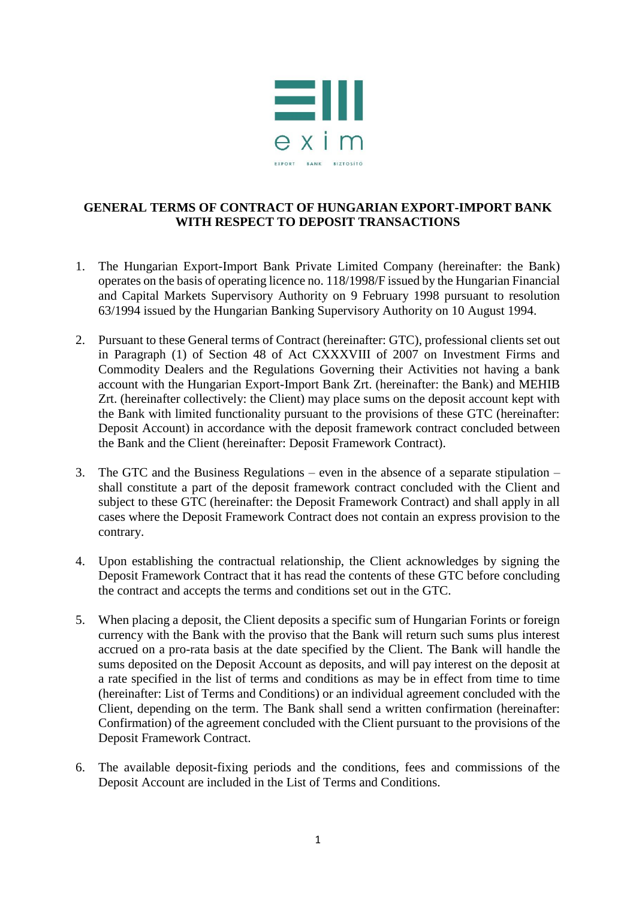# GENERAL TERMS OF CONTRACT OF HUNGARIAN EXPORT-IMPORT BANK WITH RESPECT TO DEPOSIT TRANSACTIONS

1. The Hungarian Export-Import Bank Private Limited Company (hereinafter: the Bank) operates on the basis of operating licence no. 118/1998/F issued by the Hungarian Financial and Capital Markets Supervisory Authority on 9 February 1998 pursuant to resolution 63/1994 issued by the Hungarian Banking Supervisory Authority on 10 August 1994.

2. Pursuant to these General terms of Contract (hereinafter: GTC), professional clients set out in Paragraph (1) of Section 48 of Act CXXXVIII of 2007 on Investment Firms and Commodity Dealers and the Regulations Governing their Activities not having a bank account with the Hungarian Export-Import Bank Zrt. (hereinafter: the Bank) and MEHIB Zrt. (hereinafter collectively: the Client) may place sums on the deposit account kept with the Bank with limited functionality pursuant to the provisions of these GTC (hereinafter: Deposit Account) in accordance with the deposit framework contract concluded between the Bank and the Client (hereinafter: Deposit Framework Contract).

3. The GTC and the Business Regulations – even in the absence of a separate stipulation – shall constitute a part of the deposit framework contract concluded with the Client and subject to these GTC (hereinafter: the Deposit Framework Contract) and shall apply in all cases where the Deposit Framework Contract does not contain an express provision to the contrary.

4. Upon establishing the contractual relationship, the Client acknowledges by signing the Deposit Framework Contract that it has read the contents of these GTC before concluding the contract and accepts the terms and conditions set out in the GTC.

5. When placing a deposit, the Client deposits a specific sum of Hungarian Forints or foreign currency with the Bank with the proviso that the Bank will return such sums plus interest accrued on a pro-rata basis at the date specified by the Client. The Bank will handle the sums deposited on the Deposit Account as deposits, and will pay interest on the deposit at a rate specified in the list of terms and conditions as may be in effect from time to time (hereinafter: List of Terms and Conditions) or an individual agreement concluded with the Client, depending on the term. The Bank shall send a written confirmation (hereinafter: Confirmation) of the agreement concluded with the Client pursuant to the provisions of the Deposit Framework Contract.

6. The available deposit-fixing periods and the conditions, fees and commissions of the Deposit Account are included in the List of Terms and Conditions.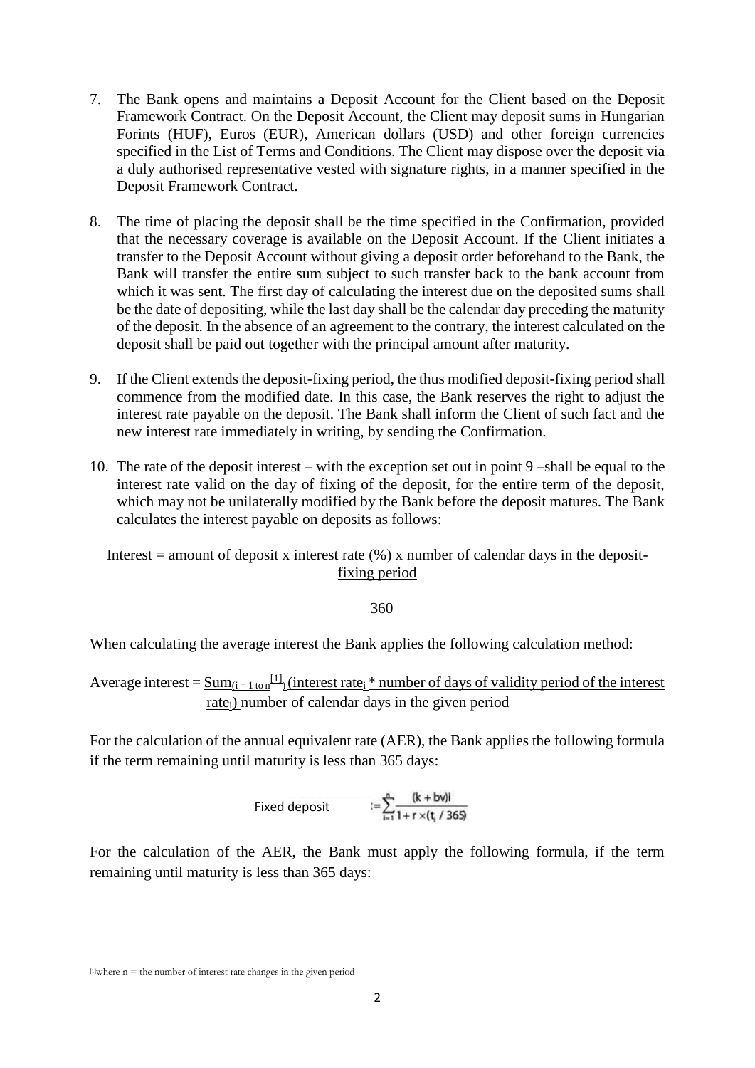7. The Bank opens and maintains a Deposit Account for the Client based on the Deposit Framework Contract. On the Deposit Account, the Client may deposit sums in Hungarian Forints (HUF), Euros (EUR), American dollars (USD) and other foreign currencies specified in the List of Terms and Conditions. The Client may dispose over the deposit via a duly authorised representative vested with signature rights, in a manner specified in the Deposit Framework Contract.

8. The time of placing the deposit shall be the time specified in the Confirmation, provided that the necessary coverage is available on the Deposit Account. If the Client initiates a transfer to the Deposit Account without giving a deposit order beforehand to the Bank, the Bank will transfer the entire sum subject to such transfer back to the bank account from which it was sent. The first day of calculating the interest due on the deposited sums shall be the date of depositing, while the last day shall be the calendar day preceding the maturity of the deposit. In the absence of an agreement to the contrary, the interest calculated on the deposit shall be paid out together with the principal amount after maturity.

9. If the Client extends the deposit-fixing period, the thus modified deposit-fixing period shall commence from the modified date. In this case, the Bank reserves the right to adjust the interest rate payable on the deposit. The Bank shall inform the Client of such fact and the new interest rate immediately in writing, by sending the Confirmation.

10. The rate of the deposit interest – with the exception set out in point 9 –shall be equal to the interest rate valid on the day of fixing of the deposit, for the entire term of the deposit, which may not be unilaterally modified by the Bank before the deposit matures. The Bank calculates the interest payable on deposits as follows:

$$\text{Interest} = \frac{\text{amount of deposit x interest rate (\%) x number of calendar days in the deposit-fixing period}}{360}$$

When calculating the average interest the Bank applies the following calculation method:

$$\text{Average interest} = \frac{\text{Sum}_{(i = 1 \text{ to } n^{[1]})}(\text{interest rate}_i * \text{number of days of validity period of the interest rate}_i)}{\text{number of calendar days in the given period}}$$

For the calculation of the annual equivalent rate (AER), the Bank applies the following formula if the term remaining until maturity is less than 365 days:

$$\text{Fixed deposit} \quad := \sum_{i=1}^{n} \frac{(k + bv)i}{1 + r \times (t_i / 365)}$$

For the calculation of the AER, the Bank must apply the following formula, if the term remaining until maturity is less than 365 days:

[1] where n = the number of interest rate changes in the given period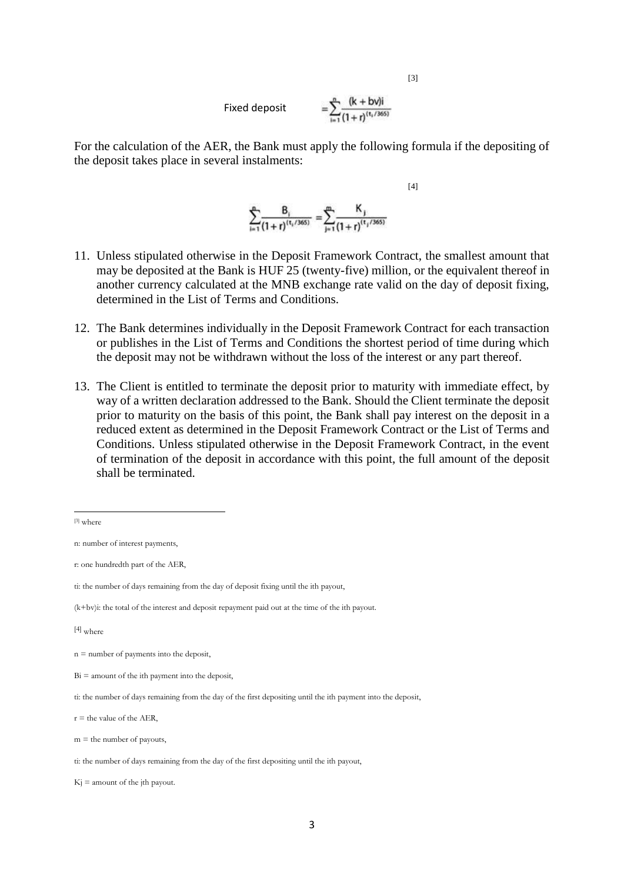Fixed deposit $= \sum_{i=1}^{n} \frac{(k+bv)i}{(1+r)^{(t_i/365)}}$ [3]

For the calculation of the AER, the Bank must apply the following formula if the depositing of the deposit takes place in several instalments:

$$\sum_{i=1}^{n} \frac{B_i}{(1+r)^{(t_i/365)}} = \sum_{j=1}^{m} \frac{K_j}{(1+r)^{(t_j/365)}}$$ [4]

11. Unless stipulated otherwise in the Deposit Framework Contract, the smallest amount that may be deposited at the Bank is HUF 25 (twenty-five) million, or the equivalent thereof in another currency calculated at the MNB exchange rate valid on the day of deposit fixing, determined in the List of Terms and Conditions.

12. The Bank determines individually in the Deposit Framework Contract for each transaction or publishes in the List of Terms and Conditions the shortest period of time during which the deposit may not be withdrawn without the loss of the interest or any part thereof.

13. The Client is entitled to terminate the deposit prior to maturity with immediate effect, by way of a written declaration addressed to the Bank. Should the Client terminate the deposit prior to maturity on the basis of this point, the Bank shall pay interest on the deposit in a reduced extent as determined in the Deposit Framework Contract or the List of Terms and Conditions. Unless stipulated otherwise in the Deposit Framework Contract, in the event of termination of the deposit in accordance with this point, the full amount of the deposit shall be terminated.

---

[3] where

n: number of interest payments,

r: one hundredth part of the AER,

ti: the number of days remaining from the day of deposit fixing until the ith payout,

(k+bv)i: the total of the interest and deposit repayment paid out at the time of the ith payout.

[4] where

n = number of payments into the deposit,

Bi = amount of the ith payment into the deposit,

ti: the number of days remaining from the day of the first depositing until the ith payment into the deposit,

r = the value of the AER,

m = the number of payouts,

ti: the number of days remaining from the day of the first depositing until the ith payout,

Kj = amount of the jth payout.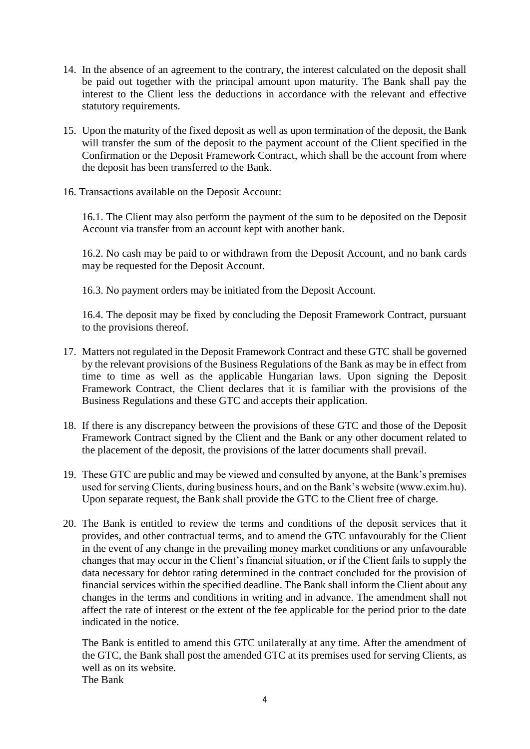14. In the absence of an agreement to the contrary, the interest calculated on the deposit shall be paid out together with the principal amount upon maturity. The Bank shall pay the interest to the Client less the deductions in accordance with the relevant and effective statutory requirements.

15. Upon the maturity of the fixed deposit as well as upon termination of the deposit, the Bank will transfer the sum of the deposit to the payment account of the Client specified in the Confirmation or the Deposit Framework Contract, which shall be the account from where the deposit has been transferred to the Bank.

16. Transactions available on the Deposit Account:

    16.1. The Client may also perform the payment of the sum to be deposited on the Deposit Account via transfer from an account kept with another bank.

    16.2. No cash may be paid to or withdrawn from the Deposit Account, and no bank cards may be requested for the Deposit Account.

    16.3. No payment orders may be initiated from the Deposit Account.

    16.4. The deposit may be fixed by concluding the Deposit Framework Contract, pursuant to the provisions thereof.

17. Matters not regulated in the Deposit Framework Contract and these GTC shall be governed by the relevant provisions of the Business Regulations of the Bank as may be in effect from time to time as well as the applicable Hungarian laws. Upon signing the Deposit Framework Contract, the Client declares that it is familiar with the provisions of the Business Regulations and these GTC and accepts their application.

18. If there is any discrepancy between the provisions of these GTC and those of the Deposit Framework Contract signed by the Client and the Bank or any other document related to the placement of the deposit, the provisions of the latter documents shall prevail.

19. These GTC are public and may be viewed and consulted by anyone, at the Bank's premises used for serving Clients, during business hours, and on the Bank's website (www.exim.hu). Upon separate request, the Bank shall provide the GTC to the Client free of charge.

20. The Bank is entitled to review the terms and conditions of the deposit services that it provides, and other contractual terms, and to amend the GTC unfavourably for the Client in the event of any change in the prevailing money market conditions or any unfavourable changes that may occur in the Client's financial situation, or if the Client fails to supply the data necessary for debtor rating determined in the contract concluded for the provision of financial services within the specified deadline. The Bank shall inform the Client about any changes in the terms and conditions in writing and in advance. The amendment shall not affect the rate of interest or the extent of the fee applicable for the period prior to the date indicated in the notice.

    The Bank is entitled to amend this GTC unilaterally at any time. After the amendment of the GTC, the Bank shall post the amended GTC at its premises used for serving Clients, as well as on its website.
    The Bank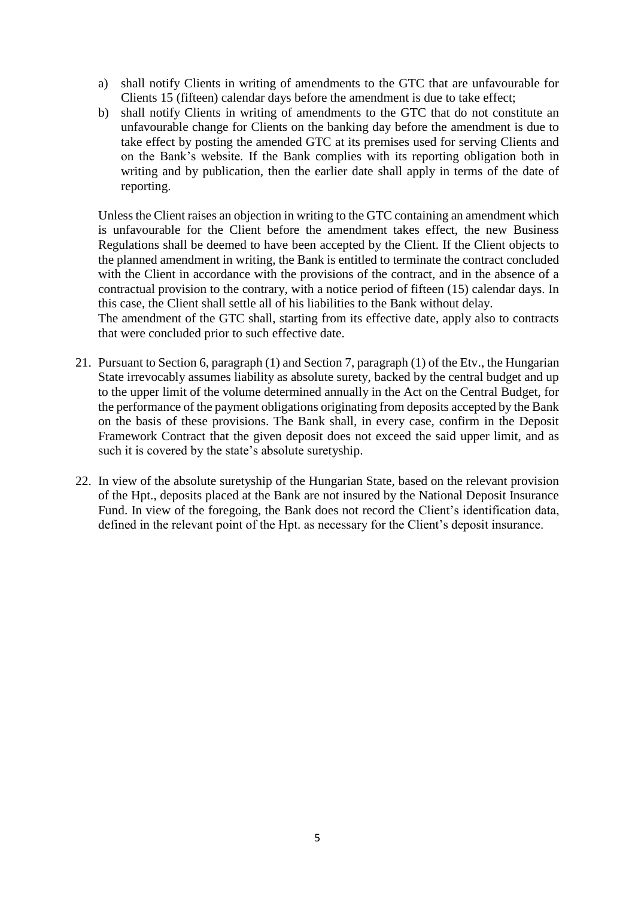a) shall notify Clients in writing of amendments to the GTC that are unfavourable for Clients 15 (fifteen) calendar days before the amendment is due to take effect;
b) shall notify Clients in writing of amendments to the GTC that do not constitute an unfavourable change for Clients on the banking day before the amendment is due to take effect by posting the amended GTC at its premises used for serving Clients and on the Bank's website. If the Bank complies with its reporting obligation both in writing and by publication, then the earlier date shall apply in terms of the date of reporting.

Unless the Client raises an objection in writing to the GTC containing an amendment which is unfavourable for the Client before the amendment takes effect, the new Business Regulations shall be deemed to have been accepted by the Client. If the Client objects to the planned amendment in writing, the Bank is entitled to terminate the contract concluded with the Client in accordance with the provisions of the contract, and in the absence of a contractual provision to the contrary, with a notice period of fifteen (15) calendar days. In this case, the Client shall settle all of his liabilities to the Bank without delay.
The amendment of the GTC shall, starting from its effective date, apply also to contracts that were concluded prior to such effective date.

21. Pursuant to Section 6, paragraph (1) and Section 7, paragraph (1) of the Etv., the Hungarian State irrevocably assumes liability as absolute surety, backed by the central budget and up to the upper limit of the volume determined annually in the Act on the Central Budget, for the performance of the payment obligations originating from deposits accepted by the Bank on the basis of these provisions. The Bank shall, in every case, confirm in the Deposit Framework Contract that the given deposit does not exceed the said upper limit, and as such it is covered by the state's absolute suretyship.

22. In view of the absolute suretyship of the Hungarian State, based on the relevant provision of the Hpt., deposits placed at the Bank are not insured by the National Deposit Insurance Fund. In view of the foregoing, the Bank does not record the Client's identification data, defined in the relevant point of the Hpt. as necessary for the Client's deposit insurance.